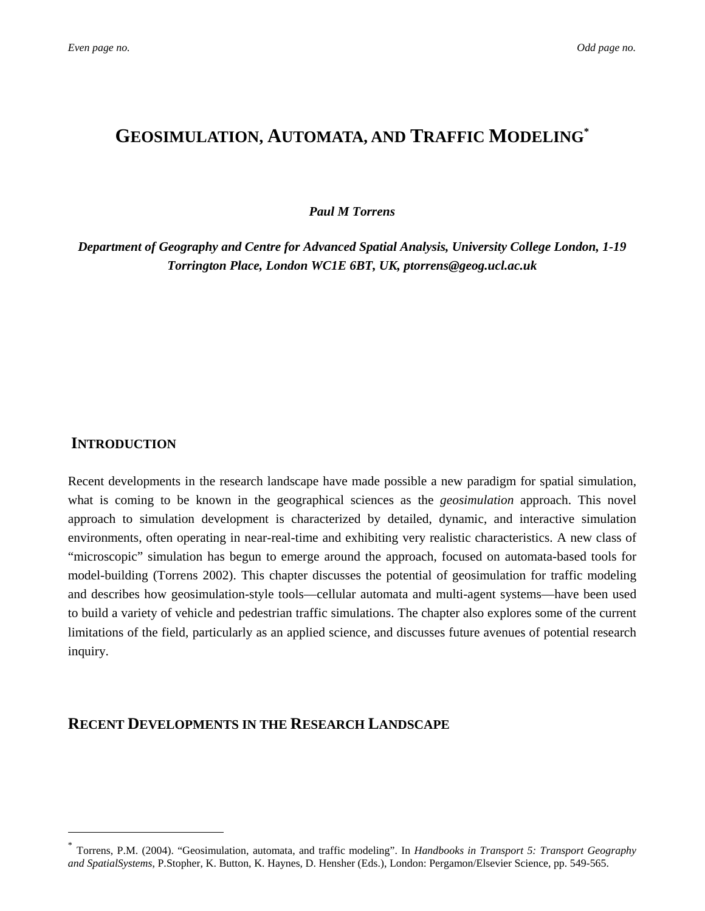# GEOSIMULATION, AUTOMATA, AND TRAFFIC MODELING*

***Paul M Torrens***

***Department of Geography and Centre for Advanced Spatial Analysis, University College London, 1-19 Torrington Place, London WC1E 6BT, UK, ptorrens@geog.ucl.ac.uk***

## INTRODUCTION

Recent developments in the research landscape have made possible a new paradigm for spatial simulation, what is coming to be known in the geographical sciences as the *geosimulation* approach. This novel approach to simulation development is characterized by detailed, dynamic, and interactive simulation environments, often operating in near-real-time and exhibiting very realistic characteristics. A new class of "microscopic" simulation has begun to emerge around the approach, focused on automata-based tools for model-building (Torrens 2002). This chapter discusses the potential of geosimulation for traffic modeling and describes how geosimulation-style tools—cellular automata and multi-agent systems—have been used to build a variety of vehicle and pedestrian traffic simulations. The chapter also explores some of the current limitations of the field, particularly as an applied science, and discusses future avenues of potential research inquiry.

## RECENT DEVELOPMENTS IN THE RESEARCH LANDSCAPE

---

\* Torrens, P.M. (2004). "Geosimulation, automata, and traffic modeling". In *Handbooks in Transport 5: Transport Geography and SpatialSystems*, P.Stopher, K. Button, K. Haynes, D. Hensher (Eds.), London: Pergamon/Elsevier Science, pp. 549-565.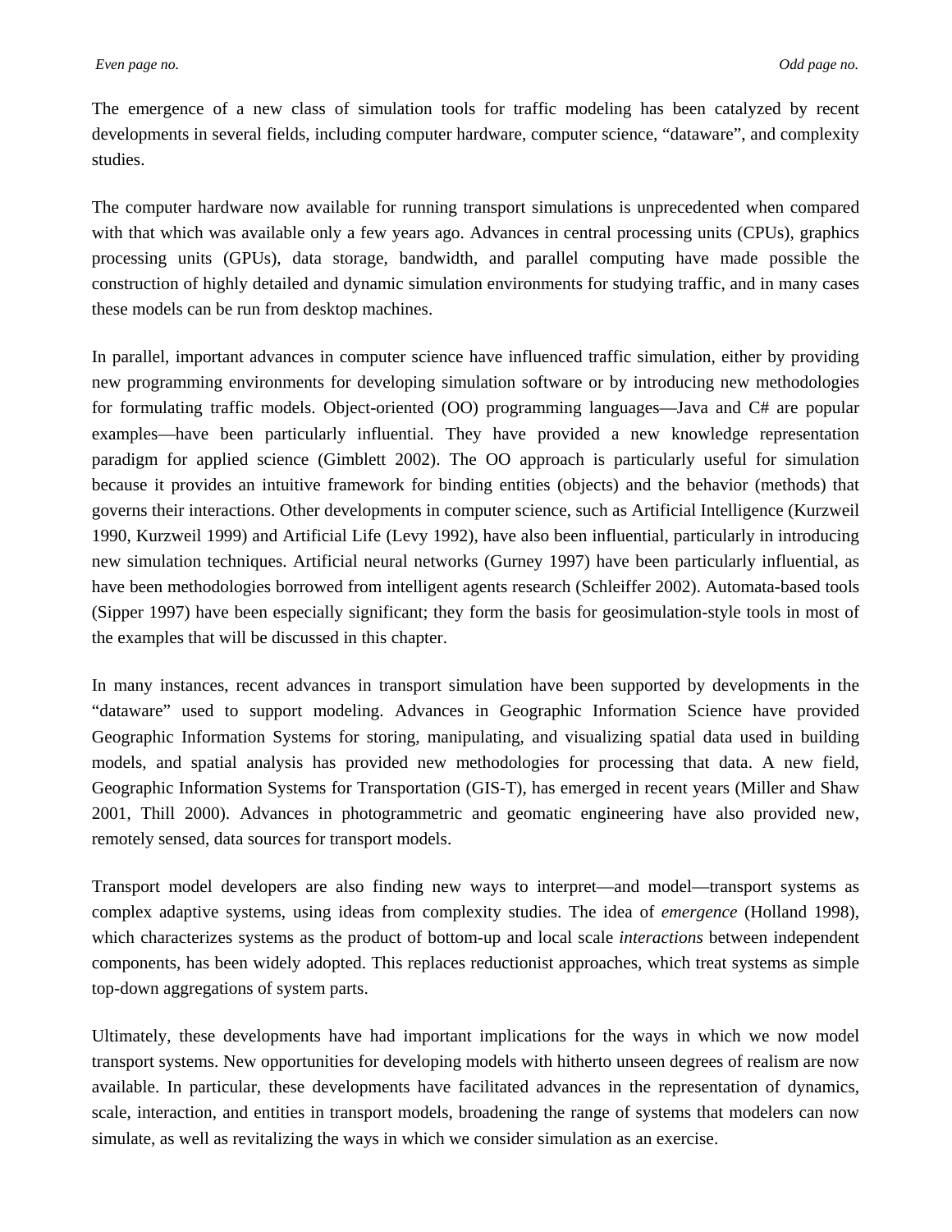The emergence of a new class of simulation tools for traffic modeling has been catalyzed by recent developments in several fields, including computer hardware, computer science, “dataware”, and complexity studies.

The computer hardware now available for running transport simulations is unprecedented when compared with that which was available only a few years ago. Advances in central processing units (CPUs), graphics processing units (GPUs), data storage, bandwidth, and parallel computing have made possible the construction of highly detailed and dynamic simulation environments for studying traffic, and in many cases these models can be run from desktop machines.

In parallel, important advances in computer science have influenced traffic simulation, either by providing new programming environments for developing simulation software or by introducing new methodologies for formulating traffic models. Object-oriented (OO) programming languages—Java and C# are popular examples—have been particularly influential. They have provided a new knowledge representation paradigm for applied science (Gimblett 2002). The OO approach is particularly useful for simulation because it provides an intuitive framework for binding entities (objects) and the behavior (methods) that governs their interactions. Other developments in computer science, such as Artificial Intelligence (Kurzweil 1990, Kurzweil 1999) and Artificial Life (Levy 1992), have also been influential, particularly in introducing new simulation techniques. Artificial neural networks (Gurney 1997) have been particularly influential, as have been methodologies borrowed from intelligent agents research (Schleiffer 2002). Automata-based tools (Sipper 1997) have been especially significant; they form the basis for geosimulation-style tools in most of the examples that will be discussed in this chapter.

In many instances, recent advances in transport simulation have been supported by developments in the “dataware” used to support modeling. Advances in Geographic Information Science have provided Geographic Information Systems for storing, manipulating, and visualizing spatial data used in building models, and spatial analysis has provided new methodologies for processing that data. A new field, Geographic Information Systems for Transportation (GIS-T), has emerged in recent years (Miller and Shaw 2001, Thill 2000). Advances in photogrammetric and geomatic engineering have also provided new, remotely sensed, data sources for transport models.

Transport model developers are also finding new ways to interpret—and model—transport systems as complex adaptive systems, using ideas from complexity studies. The idea of *emergence* (Holland 1998), which characterizes systems as the product of bottom-up and local scale *interactions* between independent components, has been widely adopted. This replaces reductionist approaches, which treat systems as simple top-down aggregations of system parts.

Ultimately, these developments have had important implications for the ways in which we now model transport systems. New opportunities for developing models with hitherto unseen degrees of realism are now available. In particular, these developments have facilitated advances in the representation of dynamics, scale, interaction, and entities in transport models, broadening the range of systems that modelers can now simulate, as well as revitalizing the ways in which we consider simulation as an exercise.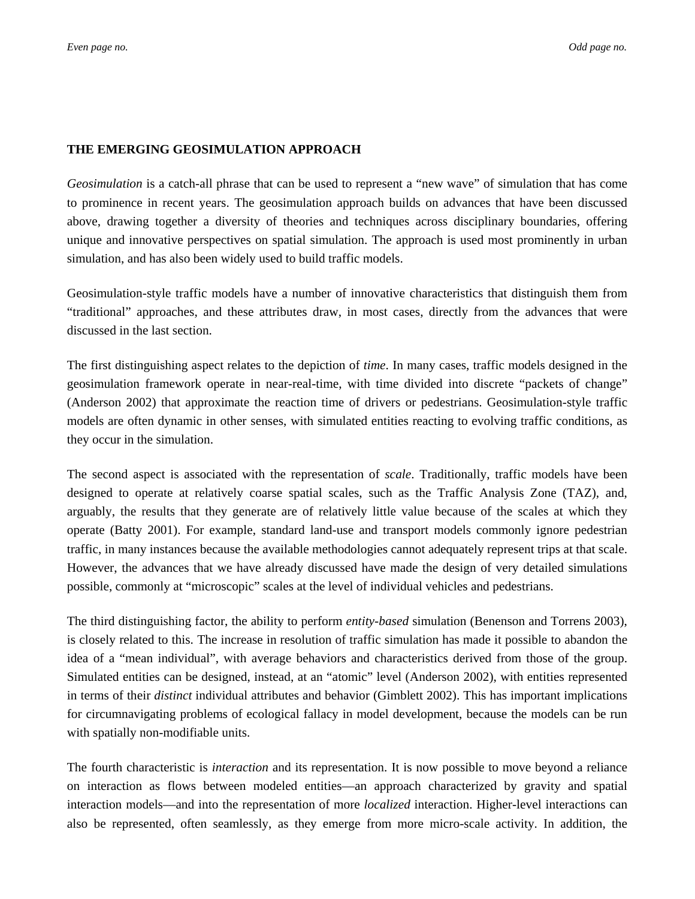## THE EMERGING GEOSIMULATION APPROACH

*Geosimulation* is a catch-all phrase that can be used to represent a “new wave” of simulation that has come to prominence in recent years. The geosimulation approach builds on advances that have been discussed above, drawing together a diversity of theories and techniques across disciplinary boundaries, offering unique and innovative perspectives on spatial simulation. The approach is used most prominently in urban simulation, and has also been widely used to build traffic models.

Geosimulation-style traffic models have a number of innovative characteristics that distinguish them from “traditional” approaches, and these attributes draw, in most cases, directly from the advances that were discussed in the last section.

The first distinguishing aspect relates to the depiction of *time*. In many cases, traffic models designed in the geosimulation framework operate in near-real-time, with time divided into discrete “packets of change” (Anderson 2002) that approximate the reaction time of drivers or pedestrians. Geosimulation-style traffic models are often dynamic in other senses, with simulated entities reacting to evolving traffic conditions, as they occur in the simulation.

The second aspect is associated with the representation of *scale*. Traditionally, traffic models have been designed to operate at relatively coarse spatial scales, such as the Traffic Analysis Zone (TAZ), and, arguably, the results that they generate are of relatively little value because of the scales at which they operate (Batty 2001). For example, standard land-use and transport models commonly ignore pedestrian traffic, in many instances because the available methodologies cannot adequately represent trips at that scale. However, the advances that we have already discussed have made the design of very detailed simulations possible, commonly at “microscopic” scales at the level of individual vehicles and pedestrians.

The third distinguishing factor, the ability to perform *entity-based* simulation (Benenson and Torrens 2003), is closely related to this. The increase in resolution of traffic simulation has made it possible to abandon the idea of a “mean individual”, with average behaviors and characteristics derived from those of the group. Simulated entities can be designed, instead, at an “atomic” level (Anderson 2002), with entities represented in terms of their *distinct* individual attributes and behavior (Gimblett 2002). This has important implications for circumnavigating problems of ecological fallacy in model development, because the models can be run with spatially non-modifiable units.

The fourth characteristic is *interaction* and its representation. It is now possible to move beyond a reliance on interaction as flows between modeled entities—an approach characterized by gravity and spatial interaction models—and into the representation of more *localized* interaction. Higher-level interactions can also be represented, often seamlessly, as they emerge from more micro-scale activity. In addition, the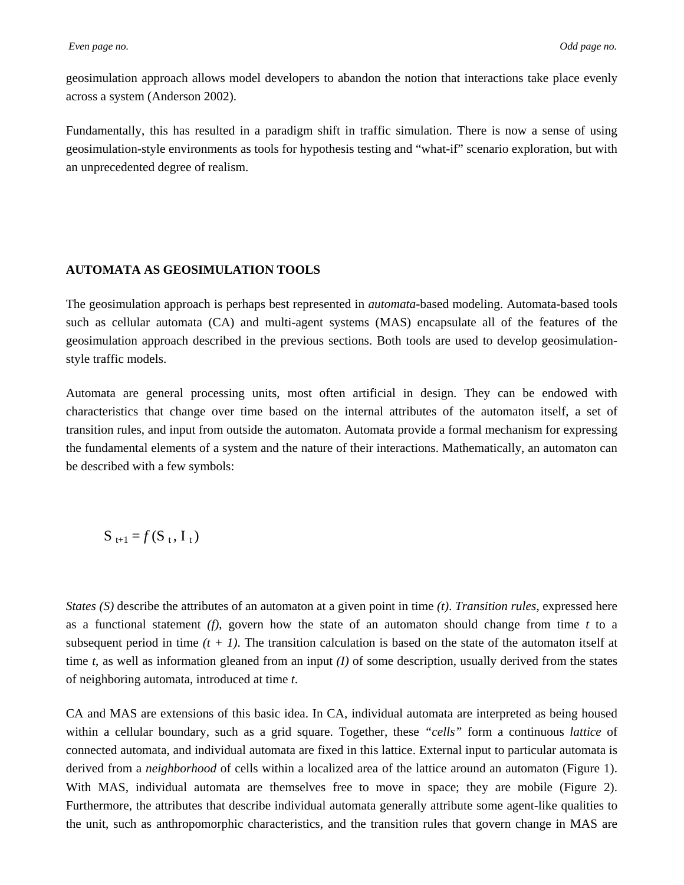geosimulation approach allows model developers to abandon the notion that interactions take place evenly across a system (Anderson 2002).

Fundamentally, this has resulted in a paradigm shift in traffic simulation. There is now a sense of using geosimulation-style environments as tools for hypothesis testing and “what-if” scenario exploration, but with an unprecedented degree of realism.

## AUTOMATA AS GEOSIMULATION TOOLS

The geosimulation approach is perhaps best represented in *automata*-based modeling. Automata-based tools such as cellular automata (CA) and multi-agent systems (MAS) encapsulate all of the features of the geosimulation approach described in the previous sections. Both tools are used to develop geosimulation-style traffic models.

Automata are general processing units, most often artificial in design. They can be endowed with characteristics that change over time based on the internal attributes of the automaton itself, a set of transition rules, and input from outside the automaton. Automata provide a formal mechanism for expressing the fundamental elements of a system and the nature of their interactions. Mathematically, an automaton can be described with a few symbols:

$$S_{t+1} = f(S_t, I_t)$$

*States (S)* describe the attributes of an automaton at a given point in time *(t)*. *Transition rules*, expressed here as a functional statement *(f)*, govern how the state of an automaton should change from time *t* to a subsequent period in time *(t + 1)*. The transition calculation is based on the state of the automaton itself at time *t*, as well as information gleaned from an input *(I)* of some description, usually derived from the states of neighboring automata, introduced at time *t*.

CA and MAS are extensions of this basic idea. In CA, individual automata are interpreted as being housed within a cellular boundary, such as a grid square. Together, these *“cells”* form a continuous *lattice* of connected automata, and individual automata are fixed in this lattice. External input to particular automata is derived from a *neighborhood* of cells within a localized area of the lattice around an automaton (Figure 1). With MAS, individual automata are themselves free to move in space; they are mobile (Figure 2). Furthermore, the attributes that describe individual automata generally attribute some agent-like qualities to the unit, such as anthropomorphic characteristics, and the transition rules that govern change in MAS are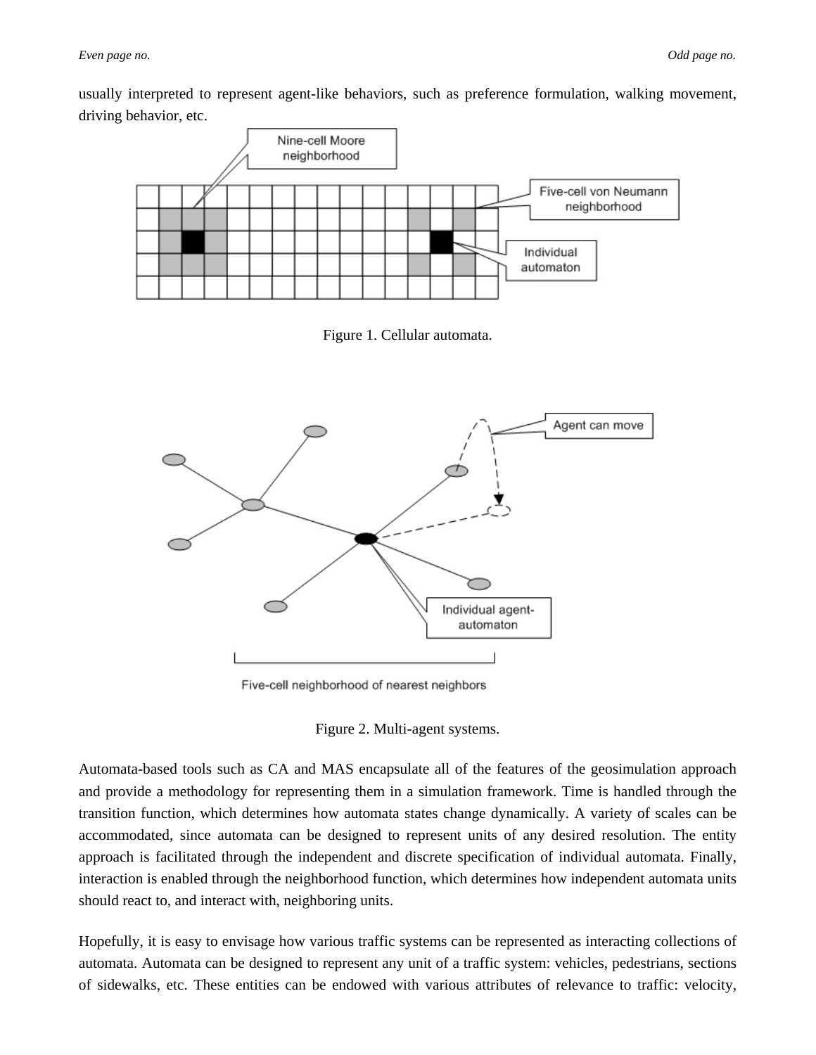usually interpreted to represent agent-like behaviors, such as preference formulation, walking movement, driving behavior, etc.

Figure 1. Cellular automata.

Figure 2. Multi-agent systems.

Automata-based tools such as CA and MAS encapsulate all of the features of the geosimulation approach and provide a methodology for representing them in a simulation framework. Time is handled through the transition function, which determines how automata states change dynamically. A variety of scales can be accommodated, since automata can be designed to represent units of any desired resolution. The entity approach is facilitated through the independent and discrete specification of individual automata. Finally, interaction is enabled through the neighborhood function, which determines how independent automata units should react to, and interact with, neighboring units.

Hopefully, it is easy to envisage how various traffic systems can be represented as interacting collections of automata. Automata can be designed to represent any unit of a traffic system: vehicles, pedestrians, sections of sidewalks, etc. These entities can be endowed with various attributes of relevance to traffic: velocity,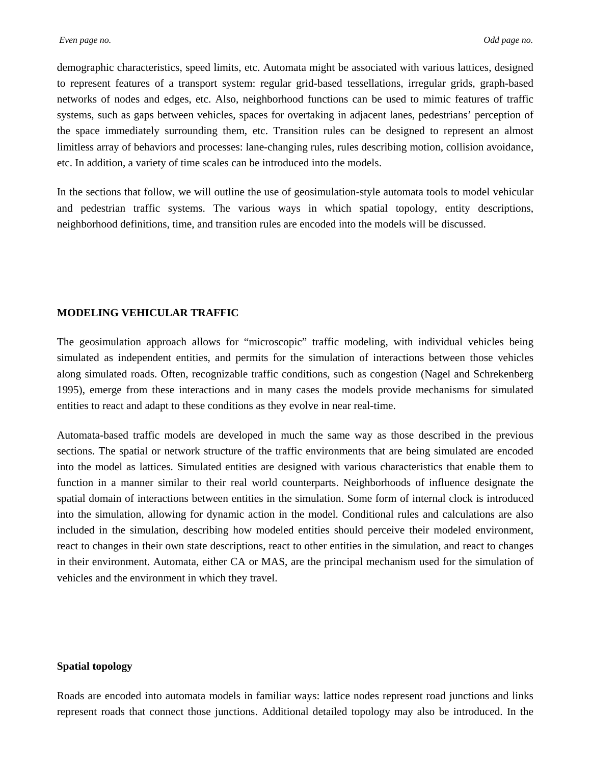demographic characteristics, speed limits, etc. Automata might be associated with various lattices, designed to represent features of a transport system: regular grid-based tessellations, irregular grids, graph-based networks of nodes and edges, etc. Also, neighborhood functions can be used to mimic features of traffic systems, such as gaps between vehicles, spaces for overtaking in adjacent lanes, pedestrians' perception of the space immediately surrounding them, etc. Transition rules can be designed to represent an almost limitless array of behaviors and processes: lane-changing rules, rules describing motion, collision avoidance, etc. In addition, a variety of time scales can be introduced into the models.

In the sections that follow, we will outline the use of geosimulation-style automata tools to model vehicular and pedestrian traffic systems. The various ways in which spatial topology, entity descriptions, neighborhood definitions, time, and transition rules are encoded into the models will be discussed.

## MODELING VEHICULAR TRAFFIC

The geosimulation approach allows for "microscopic" traffic modeling, with individual vehicles being simulated as independent entities, and permits for the simulation of interactions between those vehicles along simulated roads. Often, recognizable traffic conditions, such as congestion (Nagel and Schrekenberg 1995), emerge from these interactions and in many cases the models provide mechanisms for simulated entities to react and adapt to these conditions as they evolve in near real-time.

Automata-based traffic models are developed in much the same way as those described in the previous sections. The spatial or network structure of the traffic environments that are being simulated are encoded into the model as lattices. Simulated entities are designed with various characteristics that enable them to function in a manner similar to their real world counterparts. Neighborhoods of influence designate the spatial domain of interactions between entities in the simulation. Some form of internal clock is introduced into the simulation, allowing for dynamic action in the model. Conditional rules and calculations are also included in the simulation, describing how modeled entities should perceive their modeled environment, react to changes in their own state descriptions, react to other entities in the simulation, and react to changes in their environment. Automata, either CA or MAS, are the principal mechanism used for the simulation of vehicles and the environment in which they travel.

### Spatial topology

Roads are encoded into automata models in familiar ways: lattice nodes represent road junctions and links represent roads that connect those junctions. Additional detailed topology may also be introduced. In the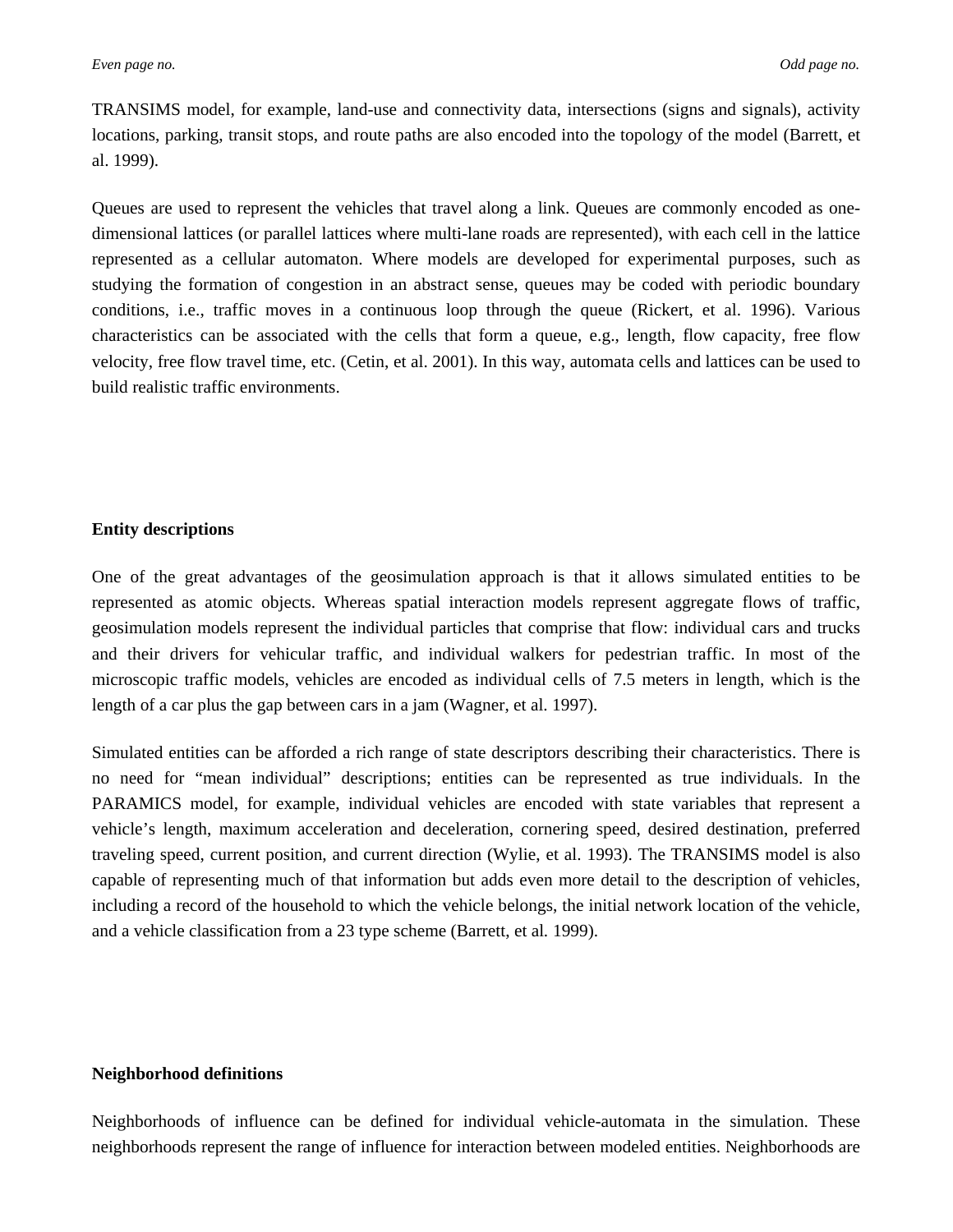TRANSIMS model, for example, land-use and connectivity data, intersections (signs and signals), activity locations, parking, transit stops, and route paths are also encoded into the topology of the model (Barrett, et al. 1999).

Queues are used to represent the vehicles that travel along a link. Queues are commonly encoded as one-dimensional lattices (or parallel lattices where multi-lane roads are represented), with each cell in the lattice represented as a cellular automaton. Where models are developed for experimental purposes, such as studying the formation of congestion in an abstract sense, queues may be coded with periodic boundary conditions, i.e., traffic moves in a continuous loop through the queue (Rickert, et al. 1996). Various characteristics can be associated with the cells that form a queue, e.g., length, flow capacity, free flow velocity, free flow travel time, etc. (Cetin, et al. 2001). In this way, automata cells and lattices can be used to build realistic traffic environments.

**Entity descriptions**

One of the great advantages of the geosimulation approach is that it allows simulated entities to be represented as atomic objects. Whereas spatial interaction models represent aggregate flows of traffic, geosimulation models represent the individual particles that comprise that flow: individual cars and trucks and their drivers for vehicular traffic, and individual walkers for pedestrian traffic. In most of the microscopic traffic models, vehicles are encoded as individual cells of 7.5 meters in length, which is the length of a car plus the gap between cars in a jam (Wagner, et al. 1997).

Simulated entities can be afforded a rich range of state descriptors describing their characteristics. There is no need for "mean individual" descriptions; entities can be represented as true individuals. In the PARAMICS model, for example, individual vehicles are encoded with state variables that represent a vehicle's length, maximum acceleration and deceleration, cornering speed, desired destination, preferred traveling speed, current position, and current direction (Wylie, et al. 1993). The TRANSIMS model is also capable of representing much of that information but adds even more detail to the description of vehicles, including a record of the household to which the vehicle belongs, the initial network location of the vehicle, and a vehicle classification from a 23 type scheme (Barrett, et al. 1999).

**Neighborhood definitions**

Neighborhoods of influence can be defined for individual vehicle-automata in the simulation. These neighborhoods represent the range of influence for interaction between modeled entities. Neighborhoods are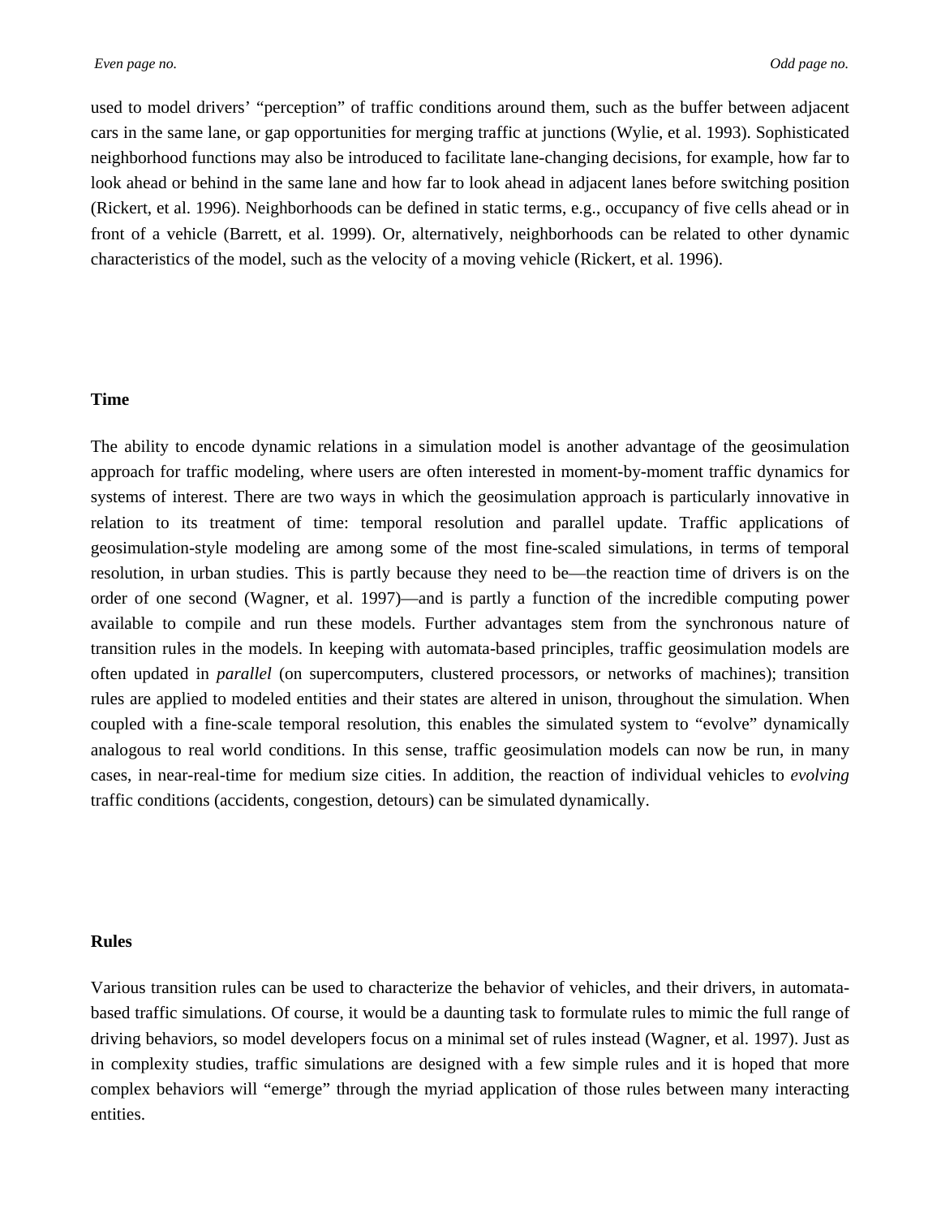used to model drivers' "perception" of traffic conditions around them, such as the buffer between adjacent cars in the same lane, or gap opportunities for merging traffic at junctions (Wylie, et al. 1993). Sophisticated neighborhood functions may also be introduced to facilitate lane-changing decisions, for example, how far to look ahead or behind in the same lane and how far to look ahead in adjacent lanes before switching position (Rickert, et al. 1996). Neighborhoods can be defined in static terms, e.g., occupancy of five cells ahead or in front of a vehicle (Barrett, et al. 1999). Or, alternatively, neighborhoods can be related to other dynamic characteristics of the model, such as the velocity of a moving vehicle (Rickert, et al. 1996).

**Time**

The ability to encode dynamic relations in a simulation model is another advantage of the geosimulation approach for traffic modeling, where users are often interested in moment-by-moment traffic dynamics for systems of interest. There are two ways in which the geosimulation approach is particularly innovative in relation to its treatment of time: temporal resolution and parallel update. Traffic applications of geosimulation-style modeling are among some of the most fine-scaled simulations, in terms of temporal resolution, in urban studies. This is partly because they need to be—the reaction time of drivers is on the order of one second (Wagner, et al. 1997)—and is partly a function of the incredible computing power available to compile and run these models. Further advantages stem from the synchronous nature of transition rules in the models. In keeping with automata-based principles, traffic geosimulation models are often updated in *parallel* (on supercomputers, clustered processors, or networks of machines); transition rules are applied to modeled entities and their states are altered in unison, throughout the simulation. When coupled with a fine-scale temporal resolution, this enables the simulated system to "evolve" dynamically analogous to real world conditions. In this sense, traffic geosimulation models can now be run, in many cases, in near-real-time for medium size cities. In addition, the reaction of individual vehicles to *evolving* traffic conditions (accidents, congestion, detours) can be simulated dynamically.

**Rules**

Various transition rules can be used to characterize the behavior of vehicles, and their drivers, in automata-based traffic simulations. Of course, it would be a daunting task to formulate rules to mimic the full range of driving behaviors, so model developers focus on a minimal set of rules instead (Wagner, et al. 1997). Just as in complexity studies, traffic simulations are designed with a few simple rules and it is hoped that more complex behaviors will "emerge" through the myriad application of those rules between many interacting entities.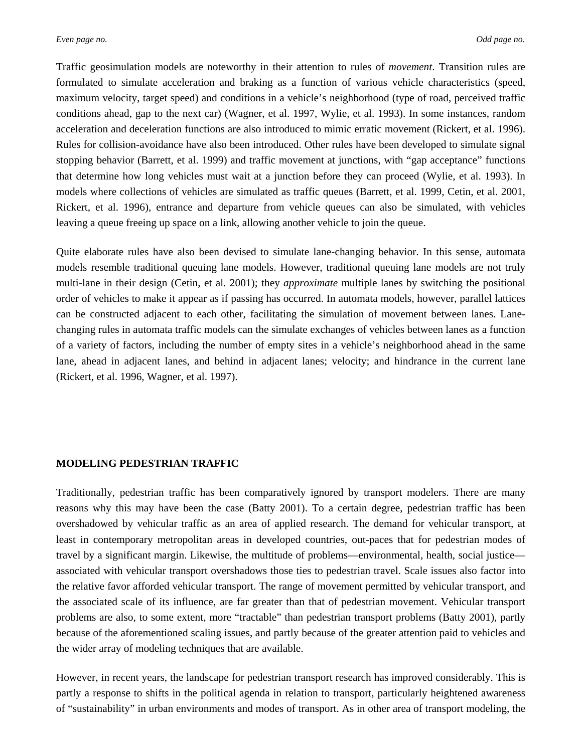Traffic geosimulation models are noteworthy in their attention to rules of *movement*. Transition rules are formulated to simulate acceleration and braking as a function of various vehicle characteristics (speed, maximum velocity, target speed) and conditions in a vehicle's neighborhood (type of road, perceived traffic conditions ahead, gap to the next car) (Wagner, et al. 1997, Wylie, et al. 1993). In some instances, random acceleration and deceleration functions are also introduced to mimic erratic movement (Rickert, et al. 1996). Rules for collision-avoidance have also been introduced. Other rules have been developed to simulate signal stopping behavior (Barrett, et al. 1999) and traffic movement at junctions, with "gap acceptance" functions that determine how long vehicles must wait at a junction before they can proceed (Wylie, et al. 1993). In models where collections of vehicles are simulated as traffic queues (Barrett, et al. 1999, Cetin, et al. 2001, Rickert, et al. 1996), entrance and departure from vehicle queues can also be simulated, with vehicles leaving a queue freeing up space on a link, allowing another vehicle to join the queue.

Quite elaborate rules have also been devised to simulate lane-changing behavior. In this sense, automata models resemble traditional queuing lane models. However, traditional queuing lane models are not truly multi-lane in their design (Cetin, et al. 2001); they *approximate* multiple lanes by switching the positional order of vehicles to make it appear as if passing has occurred. In automata models, however, parallel lattices can be constructed adjacent to each other, facilitating the simulation of movement between lanes. Lane-changing rules in automata traffic models can the simulate exchanges of vehicles between lanes as a function of a variety of factors, including the number of empty sites in a vehicle's neighborhood ahead in the same lane, ahead in adjacent lanes, and behind in adjacent lanes; velocity; and hindrance in the current lane (Rickert, et al. 1996, Wagner, et al. 1997).

## MODELING PEDESTRIAN TRAFFIC

Traditionally, pedestrian traffic has been comparatively ignored by transport modelers. There are many reasons why this may have been the case (Batty 2001). To a certain degree, pedestrian traffic has been overshadowed by vehicular traffic as an area of applied research. The demand for vehicular transport, at least in contemporary metropolitan areas in developed countries, out-paces that for pedestrian modes of travel by a significant margin. Likewise, the multitude of problems—environmental, health, social justice—associated with vehicular transport overshadows those ties to pedestrian travel. Scale issues also factor into the relative favor afforded vehicular transport. The range of movement permitted by vehicular transport, and the associated scale of its influence, are far greater than that of pedestrian movement. Vehicular transport problems are also, to some extent, more "tractable" than pedestrian transport problems (Batty 2001), partly because of the aforementioned scaling issues, and partly because of the greater attention paid to vehicles and the wider array of modeling techniques that are available.

However, in recent years, the landscape for pedestrian transport research has improved considerably. This is partly a response to shifts in the political agenda in relation to transport, particularly heightened awareness of "sustainability" in urban environments and modes of transport. As in other area of transport modeling, the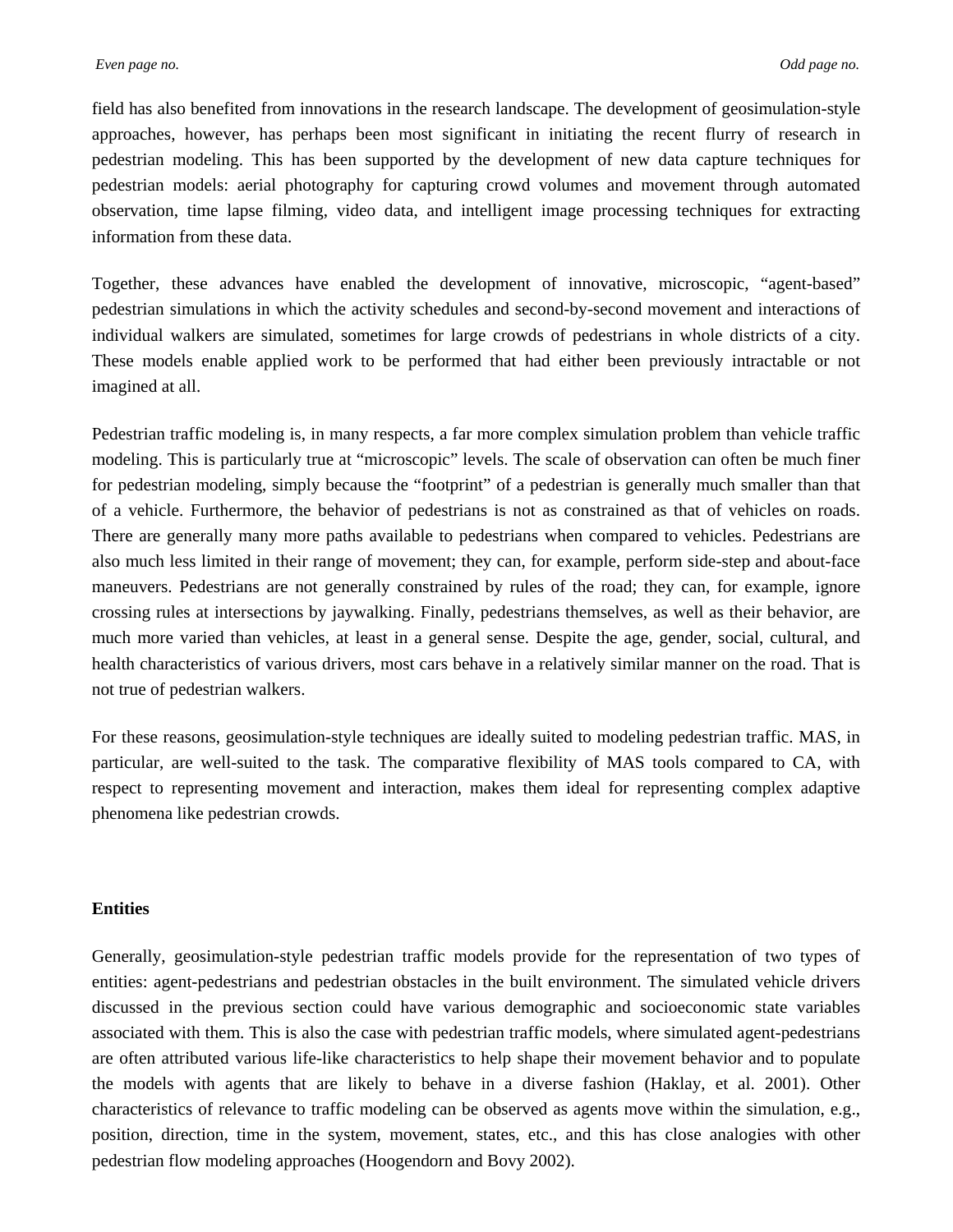field has also benefited from innovations in the research landscape. The development of geosimulation-style approaches, however, has perhaps been most significant in initiating the recent flurry of research in pedestrian modeling. This has been supported by the development of new data capture techniques for pedestrian models: aerial photography for capturing crowd volumes and movement through automated observation, time lapse filming, video data, and intelligent image processing techniques for extracting information from these data.

Together, these advances have enabled the development of innovative, microscopic, "agent-based" pedestrian simulations in which the activity schedules and second-by-second movement and interactions of individual walkers are simulated, sometimes for large crowds of pedestrians in whole districts of a city. These models enable applied work to be performed that had either been previously intractable or not imagined at all.

Pedestrian traffic modeling is, in many respects, a far more complex simulation problem than vehicle traffic modeling. This is particularly true at "microscopic" levels. The scale of observation can often be much finer for pedestrian modeling, simply because the "footprint" of a pedestrian is generally much smaller than that of a vehicle. Furthermore, the behavior of pedestrians is not as constrained as that of vehicles on roads. There are generally many more paths available to pedestrians when compared to vehicles. Pedestrians are also much less limited in their range of movement; they can, for example, perform side-step and about-face maneuvers. Pedestrians are not generally constrained by rules of the road; they can, for example, ignore crossing rules at intersections by jaywalking. Finally, pedestrians themselves, as well as their behavior, are much more varied than vehicles, at least in a general sense. Despite the age, gender, social, cultural, and health characteristics of various drivers, most cars behave in a relatively similar manner on the road. That is not true of pedestrian walkers.

For these reasons, geosimulation-style techniques are ideally suited to modeling pedestrian traffic. MAS, in particular, are well-suited to the task. The comparative flexibility of MAS tools compared to CA, with respect to representing movement and interaction, makes them ideal for representing complex adaptive phenomena like pedestrian crowds.

**Entities**

Generally, geosimulation-style pedestrian traffic models provide for the representation of two types of entities: agent-pedestrians and pedestrian obstacles in the built environment. The simulated vehicle drivers discussed in the previous section could have various demographic and socioeconomic state variables associated with them. This is also the case with pedestrian traffic models, where simulated agent-pedestrians are often attributed various life-like characteristics to help shape their movement behavior and to populate the models with agents that are likely to behave in a diverse fashion (Haklay, et al. 2001). Other characteristics of relevance to traffic modeling can be observed as agents move within the simulation, e.g., position, direction, time in the system, movement, states, etc., and this has close analogies with other pedestrian flow modeling approaches (Hoogendorn and Bovy 2002).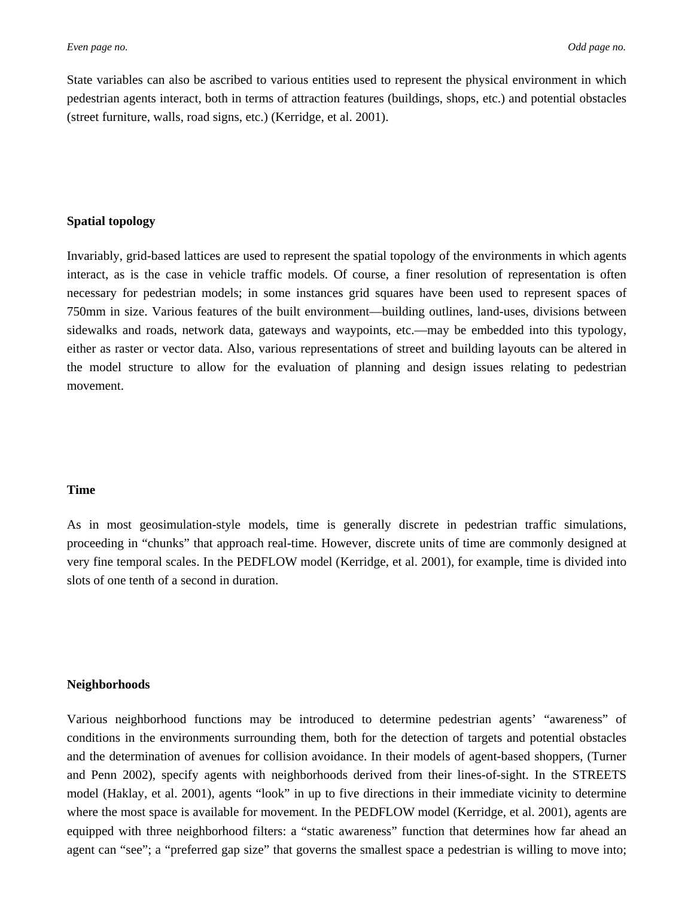State variables can also be ascribed to various entities used to represent the physical environment in which pedestrian agents interact, both in terms of attraction features (buildings, shops, etc.) and potential obstacles (street furniture, walls, road signs, etc.) (Kerridge, et al. 2001).

**Spatial topology**

Invariably, grid-based lattices are used to represent the spatial topology of the environments in which agents interact, as is the case in vehicle traffic models. Of course, a finer resolution of representation is often necessary for pedestrian models; in some instances grid squares have been used to represent spaces of 750mm in size. Various features of the built environment—building outlines, land-uses, divisions between sidewalks and roads, network data, gateways and waypoints, etc.—may be embedded into this typology, either as raster or vector data. Also, various representations of street and building layouts can be altered in the model structure to allow for the evaluation of planning and design issues relating to pedestrian movement.

**Time**

As in most geosimulation-style models, time is generally discrete in pedestrian traffic simulations, proceeding in “chunks” that approach real-time. However, discrete units of time are commonly designed at very fine temporal scales. In the PEDFLOW model (Kerridge, et al. 2001), for example, time is divided into slots of one tenth of a second in duration.

**Neighborhoods**

Various neighborhood functions may be introduced to determine pedestrian agents’ “awareness” of conditions in the environments surrounding them, both for the detection of targets and potential obstacles and the determination of avenues for collision avoidance. In their models of agent-based shoppers, (Turner and Penn 2002), specify agents with neighborhoods derived from their lines-of-sight. In the STREETS model (Haklay, et al. 2001), agents “look” in up to five directions in their immediate vicinity to determine where the most space is available for movement. In the PEDFLOW model (Kerridge, et al. 2001), agents are equipped with three neighborhood filters: a “static awareness” function that determines how far ahead an agent can “see”; a “preferred gap size” that governs the smallest space a pedestrian is willing to move into;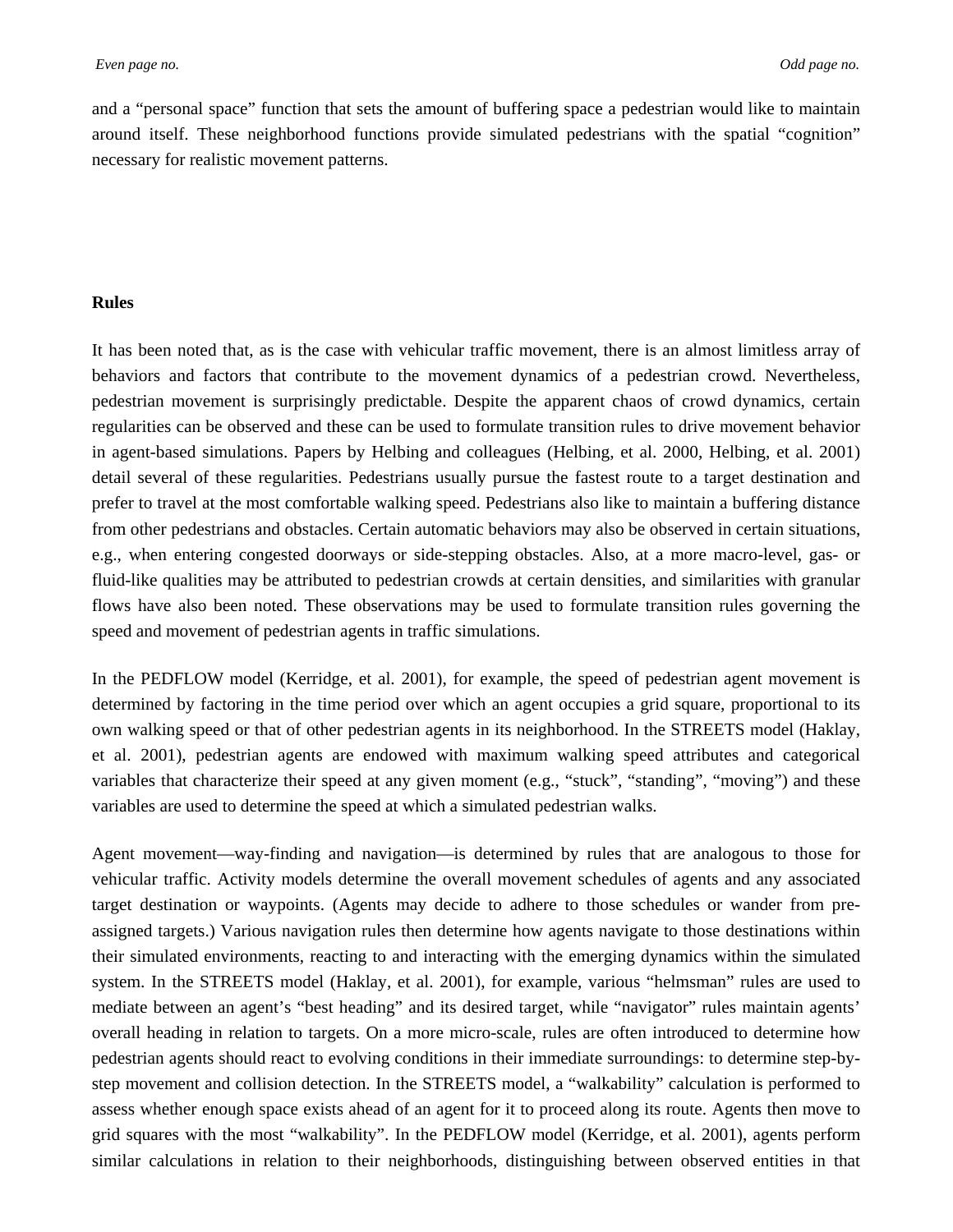and a “personal space” function that sets the amount of buffering space a pedestrian would like to maintain around itself. These neighborhood functions provide simulated pedestrians with the spatial “cognition” necessary for realistic movement patterns.

**Rules**

It has been noted that, as is the case with vehicular traffic movement, there is an almost limitless array of behaviors and factors that contribute to the movement dynamics of a pedestrian crowd. Nevertheless, pedestrian movement is surprisingly predictable. Despite the apparent chaos of crowd dynamics, certain regularities can be observed and these can be used to formulate transition rules to drive movement behavior in agent-based simulations. Papers by Helbing and colleagues (Helbing, et al. 2000, Helbing, et al. 2001) detail several of these regularities. Pedestrians usually pursue the fastest route to a target destination and prefer to travel at the most comfortable walking speed. Pedestrians also like to maintain a buffering distance from other pedestrians and obstacles. Certain automatic behaviors may also be observed in certain situations, e.g., when entering congested doorways or side-stepping obstacles. Also, at a more macro-level, gas- or fluid-like qualities may be attributed to pedestrian crowds at certain densities, and similarities with granular flows have also been noted. These observations may be used to formulate transition rules governing the speed and movement of pedestrian agents in traffic simulations.

In the PEDFLOW model (Kerridge, et al. 2001), for example, the speed of pedestrian agent movement is determined by factoring in the time period over which an agent occupies a grid square, proportional to its own walking speed or that of other pedestrian agents in its neighborhood. In the STREETS model (Haklay, et al. 2001), pedestrian agents are endowed with maximum walking speed attributes and categorical variables that characterize their speed at any given moment (e.g., “stuck”, “standing”, “moving”) and these variables are used to determine the speed at which a simulated pedestrian walks.

Agent movement—way-finding and navigation—is determined by rules that are analogous to those for vehicular traffic. Activity models determine the overall movement schedules of agents and any associated target destination or waypoints. (Agents may decide to adhere to those schedules or wander from pre-assigned targets.) Various navigation rules then determine how agents navigate to those destinations within their simulated environments, reacting to and interacting with the emerging dynamics within the simulated system. In the STREETS model (Haklay, et al. 2001), for example, various “helmsman” rules are used to mediate between an agent’s “best heading” and its desired target, while “navigator” rules maintain agents’ overall heading in relation to targets. On a more micro-scale, rules are often introduced to determine how pedestrian agents should react to evolving conditions in their immediate surroundings: to determine step-by-step movement and collision detection. In the STREETS model, a “walkability” calculation is performed to assess whether enough space exists ahead of an agent for it to proceed along its route. Agents then move to grid squares with the most “walkability”. In the PEDFLOW model (Kerridge, et al. 2001), agents perform similar calculations in relation to their neighborhoods, distinguishing between observed entities in that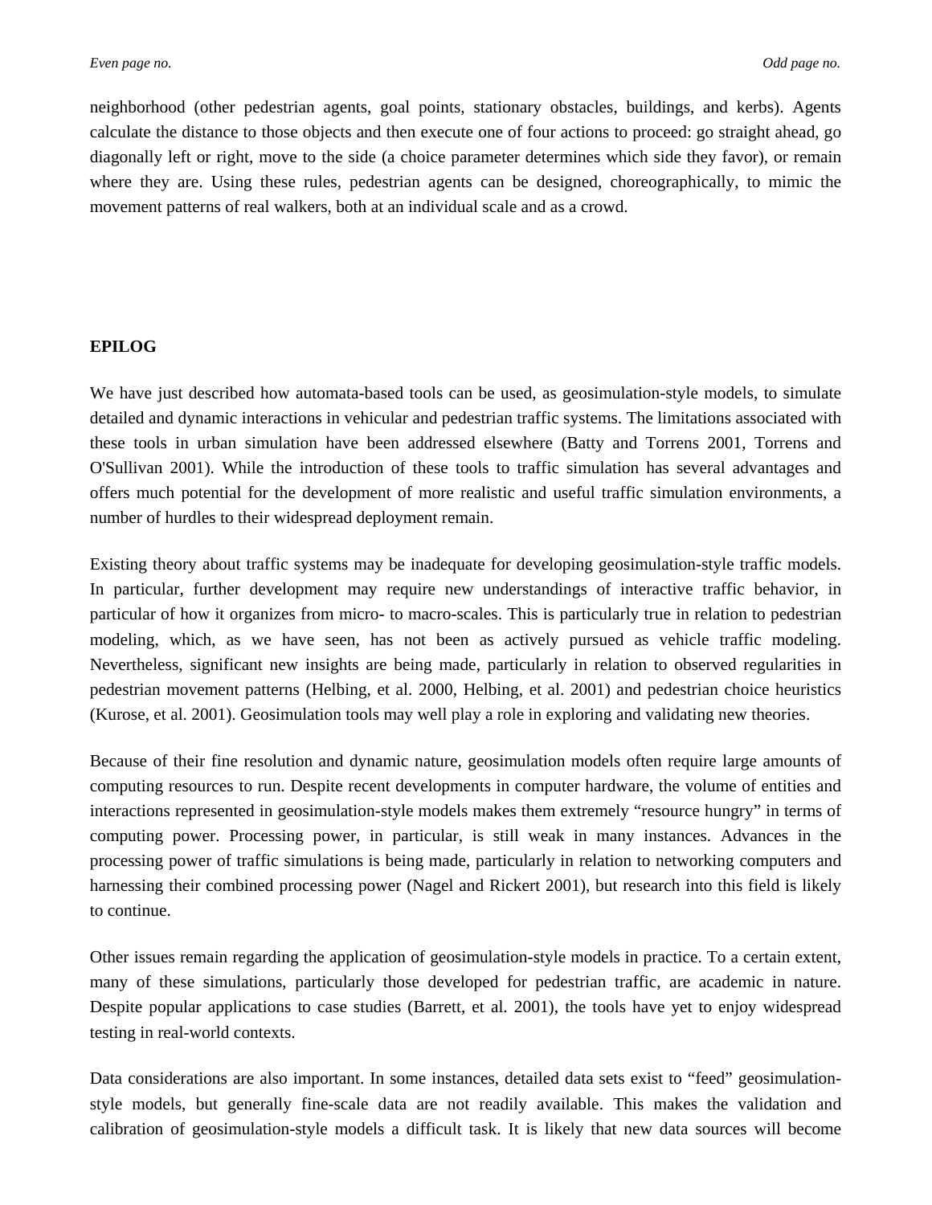neighborhood (other pedestrian agents, goal points, stationary obstacles, buildings, and kerbs). Agents calculate the distance to those objects and then execute one of four actions to proceed: go straight ahead, go diagonally left or right, move to the side (a choice parameter determines which side they favor), or remain where they are. Using these rules, pedestrian agents can be designed, choreographically, to mimic the movement patterns of real walkers, both at an individual scale and as a crowd.

## EPILOG

We have just described how automata-based tools can be used, as geosimulation-style models, to simulate detailed and dynamic interactions in vehicular and pedestrian traffic systems. The limitations associated with these tools in urban simulation have been addressed elsewhere (Batty and Torrens 2001, Torrens and O'Sullivan 2001). While the introduction of these tools to traffic simulation has several advantages and offers much potential for the development of more realistic and useful traffic simulation environments, a number of hurdles to their widespread deployment remain.

Existing theory about traffic systems may be inadequate for developing geosimulation-style traffic models. In particular, further development may require new understandings of interactive traffic behavior, in particular of how it organizes from micro- to macro-scales. This is particularly true in relation to pedestrian modeling, which, as we have seen, has not been as actively pursued as vehicle traffic modeling. Nevertheless, significant new insights are being made, particularly in relation to observed regularities in pedestrian movement patterns (Helbing, et al. 2000, Helbing, et al. 2001) and pedestrian choice heuristics (Kurose, et al. 2001). Geosimulation tools may well play a role in exploring and validating new theories.

Because of their fine resolution and dynamic nature, geosimulation models often require large amounts of computing resources to run. Despite recent developments in computer hardware, the volume of entities and interactions represented in geosimulation-style models makes them extremely "resource hungry" in terms of computing power. Processing power, in particular, is still weak in many instances. Advances in the processing power of traffic simulations is being made, particularly in relation to networking computers and harnessing their combined processing power (Nagel and Rickert 2001), but research into this field is likely to continue.

Other issues remain regarding the application of geosimulation-style models in practice. To a certain extent, many of these simulations, particularly those developed for pedestrian traffic, are academic in nature. Despite popular applications to case studies (Barrett, et al. 2001), the tools have yet to enjoy widespread testing in real-world contexts.

Data considerations are also important. In some instances, detailed data sets exist to "feed" geosimulation-style models, but generally fine-scale data are not readily available. This makes the validation and calibration of geosimulation-style models a difficult task. It is likely that new data sources will become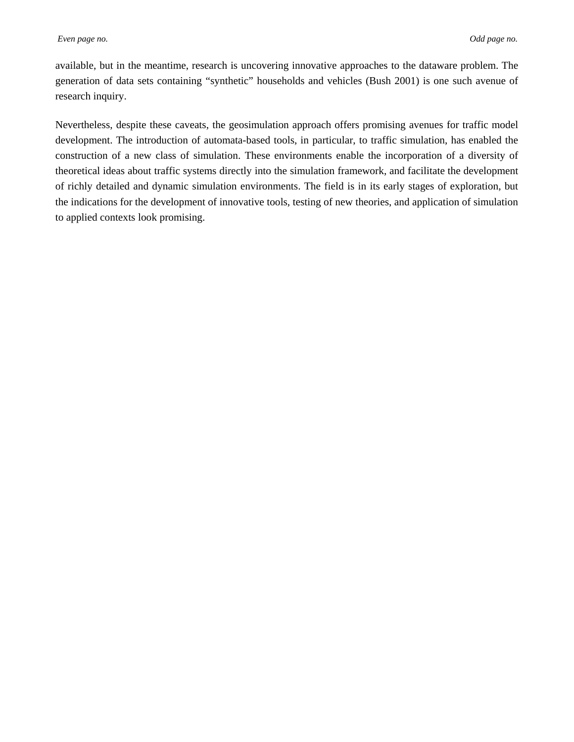available, but in the meantime, research is uncovering innovative approaches to the dataware problem. The generation of data sets containing “synthetic” households and vehicles (Bush 2001) is one such avenue of research inquiry.

Nevertheless, despite these caveats, the geosimulation approach offers promising avenues for traffic model development. The introduction of automata-based tools, in particular, to traffic simulation, has enabled the construction of a new class of simulation. These environments enable the incorporation of a diversity of theoretical ideas about traffic systems directly into the simulation framework, and facilitate the development of richly detailed and dynamic simulation environments. The field is in its early stages of exploration, but the indications for the development of innovative tools, testing of new theories, and application of simulation to applied contexts look promising.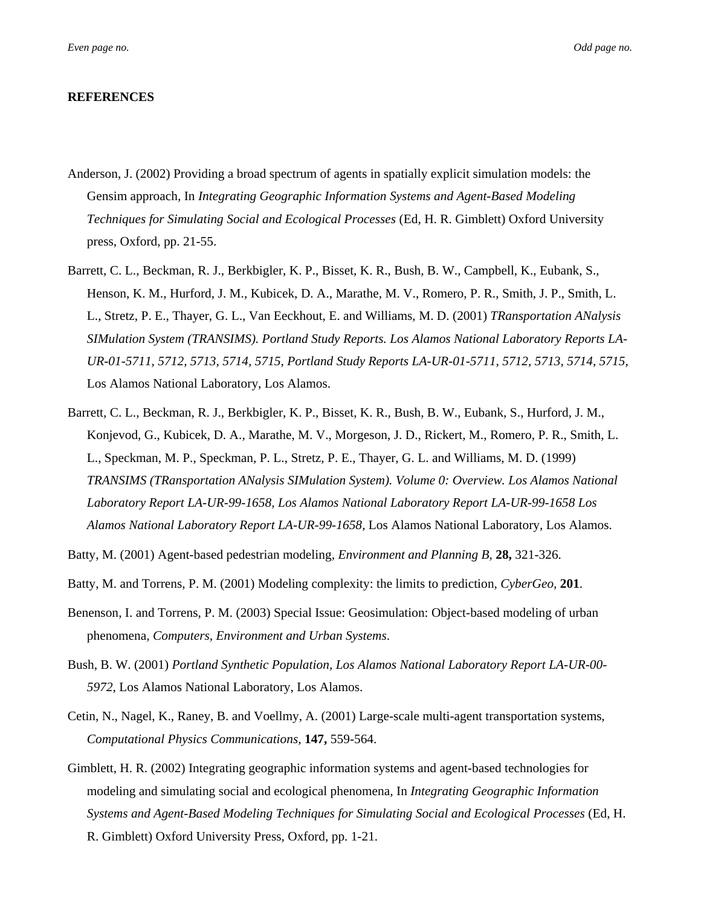## REFERENCES

Anderson, J. (2002) Providing a broad spectrum of agents in spatially explicit simulation models: the Gensim approach, In *Integrating Geographic Information Systems and Agent-Based Modeling Techniques for Simulating Social and Ecological Processes* (Ed, H. R. Gimblett) Oxford University press, Oxford, pp. 21-55.

Barrett, C. L., Beckman, R. J., Berkbigler, K. P., Bisset, K. R., Bush, B. W., Campbell, K., Eubank, S., Henson, K. M., Hurford, J. M., Kubicek, D. A., Marathe, M. V., Romero, P. R., Smith, J. P., Smith, L. L., Stretz, P. E., Thayer, G. L., Van Eeckhout, E. and Williams, M. D. (2001) *TRansportation ANalysis SIMulation System (TRANSIMS). Portland Study Reports. Los Alamos National Laboratory Reports LA-UR-01-5711, 5712, 5713, 5714, 5715, Portland Study Reports LA-UR-01-5711, 5712, 5713, 5714, 5715,* Los Alamos National Laboratory, Los Alamos.

Barrett, C. L., Beckman, R. J., Berkbigler, K. P., Bisset, K. R., Bush, B. W., Eubank, S., Hurford, J. M., Konjevod, G., Kubicek, D. A., Marathe, M. V., Morgeson, J. D., Rickert, M., Romero, P. R., Smith, L. L., Speckman, M. P., Speckman, P. L., Stretz, P. E., Thayer, G. L. and Williams, M. D. (1999) *TRANSIMS (TRansportation ANalysis SIMulation System). Volume 0: Overview. Los Alamos National Laboratory Report LA-UR-99-1658, Los Alamos National Laboratory Report LA-UR-99-1658 Los Alamos National Laboratory Report LA-UR-99-1658,* Los Alamos National Laboratory, Los Alamos.

Batty, M. (2001) Agent-based pedestrian modeling, *Environment and Planning B*, **28,** 321-326.

Batty, M. and Torrens, P. M. (2001) Modeling complexity: the limits to prediction, *CyberGeo,* **201**.

Benenson, I. and Torrens, P. M. (2003) Special Issue: Geosimulation: Object-based modeling of urban phenomena, *Computers, Environment and Urban Systems*.

Bush, B. W. (2001) *Portland Synthetic Population, Los Alamos National Laboratory Report LA-UR-00-5972,* Los Alamos National Laboratory, Los Alamos.

Cetin, N., Nagel, K., Raney, B. and Voellmy, A. (2001) Large-scale multi-agent transportation systems, *Computational Physics Communications,* **147,** 559-564.

Gimblett, H. R. (2002) Integrating geographic information systems and agent-based technologies for modeling and simulating social and ecological phenomena, In *Integrating Geographic Information Systems and Agent-Based Modeling Techniques for Simulating Social and Ecological Processes* (Ed, H. R. Gimblett) Oxford University Press, Oxford, pp. 1-21.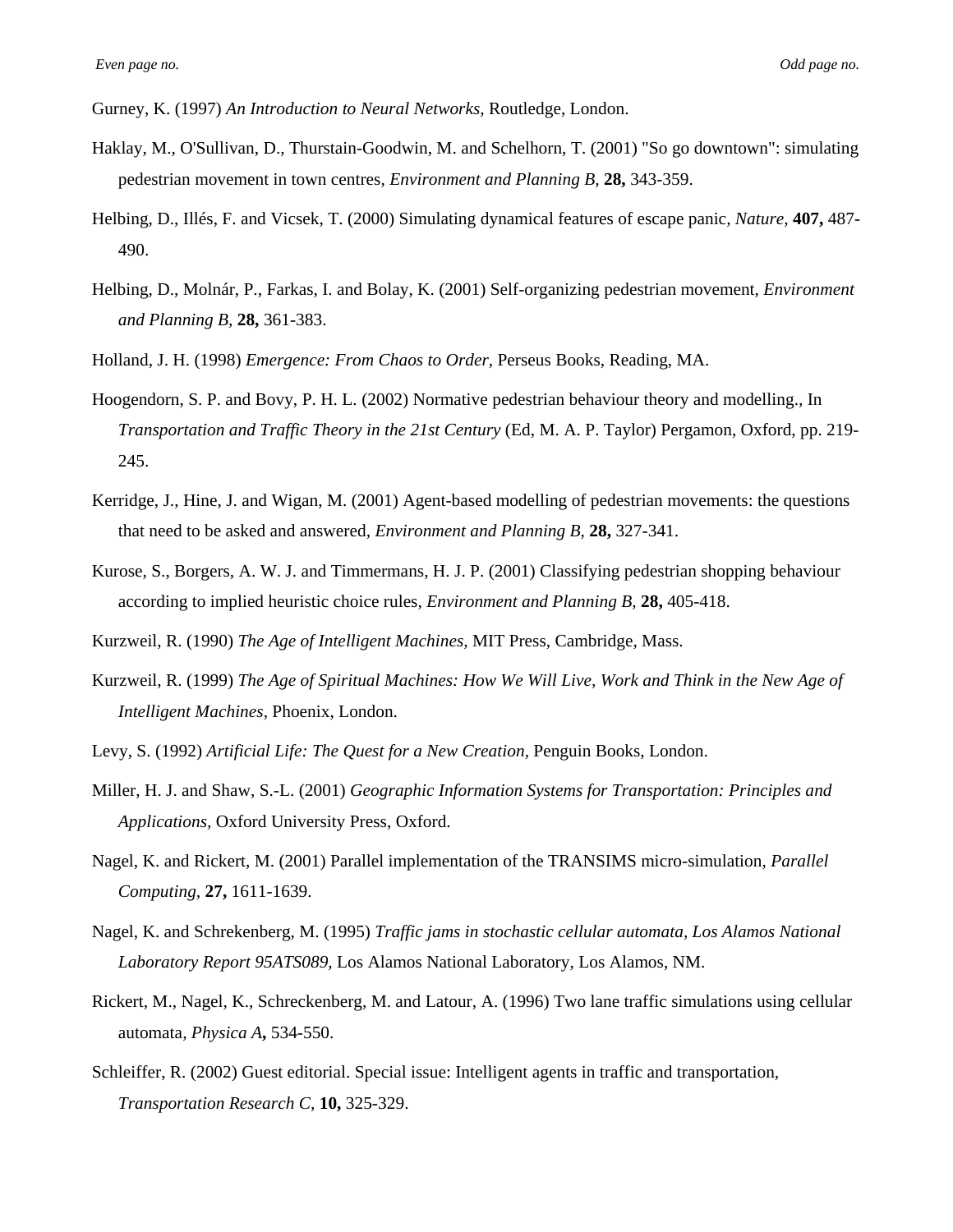Gurney, K. (1997) *An Introduction to Neural Networks,* Routledge, London.

Haklay, M., O'Sullivan, D., Thurstain-Goodwin, M. and Schelhorn, T. (2001) "So go downtown": simulating pedestrian movement in town centres, *Environment and Planning B,* **28,** 343-359.

Helbing, D., Illés, F. and Vicsek, T. (2000) Simulating dynamical features of escape panic, *Nature,* **407,** 487-490.

Helbing, D., Molnár, P., Farkas, I. and Bolay, K. (2001) Self-organizing pedestrian movement, *Environment and Planning B,* **28,** 361-383.

Holland, J. H. (1998) *Emergence: From Chaos to Order,* Perseus Books, Reading, MA.

Hoogendorn, S. P. and Bovy, P. H. L. (2002) Normative pedestrian behaviour theory and modelling., In *Transportation and Traffic Theory in the 21st Century* (Ed, M. A. P. Taylor) Pergamon, Oxford, pp. 219-245.

Kerridge, J., Hine, J. and Wigan, M. (2001) Agent-based modelling of pedestrian movements: the questions that need to be asked and answered, *Environment and Planning B,* **28,** 327-341.

Kurose, S., Borgers, A. W. J. and Timmermans, H. J. P. (2001) Classifying pedestrian shopping behaviour according to implied heuristic choice rules, *Environment and Planning B,* **28,** 405-418.

Kurzweil, R. (1990) *The Age of Intelligent Machines,* MIT Press, Cambridge, Mass.

Kurzweil, R. (1999) *The Age of Spiritual Machines: How We Will Live, Work and Think in the New Age of Intelligent Machines,* Phoenix, London.

Levy, S. (1992) *Artificial Life: The Quest for a New Creation,* Penguin Books, London.

Miller, H. J. and Shaw, S.-L. (2001) *Geographic Information Systems for Transportation: Principles and Applications,* Oxford University Press, Oxford.

Nagel, K. and Rickert, M. (2001) Parallel implementation of the TRANSIMS micro-simulation, *Parallel Computing,* **27,** 1611-1639.

Nagel, K. and Schrekenberg, M. (1995) *Traffic jams in stochastic cellular automata, Los Alamos National Laboratory Report 95ATS089,* Los Alamos National Laboratory, Los Alamos, NM.

Rickert, M., Nagel, K., Schreckenberg, M. and Latour, A. (1996) Two lane traffic simulations using cellular automata, *Physica A***,** 534-550.

Schleiffer, R. (2002) Guest editorial. Special issue: Intelligent agents in traffic and transportation, *Transportation Research C,* **10,** 325-329.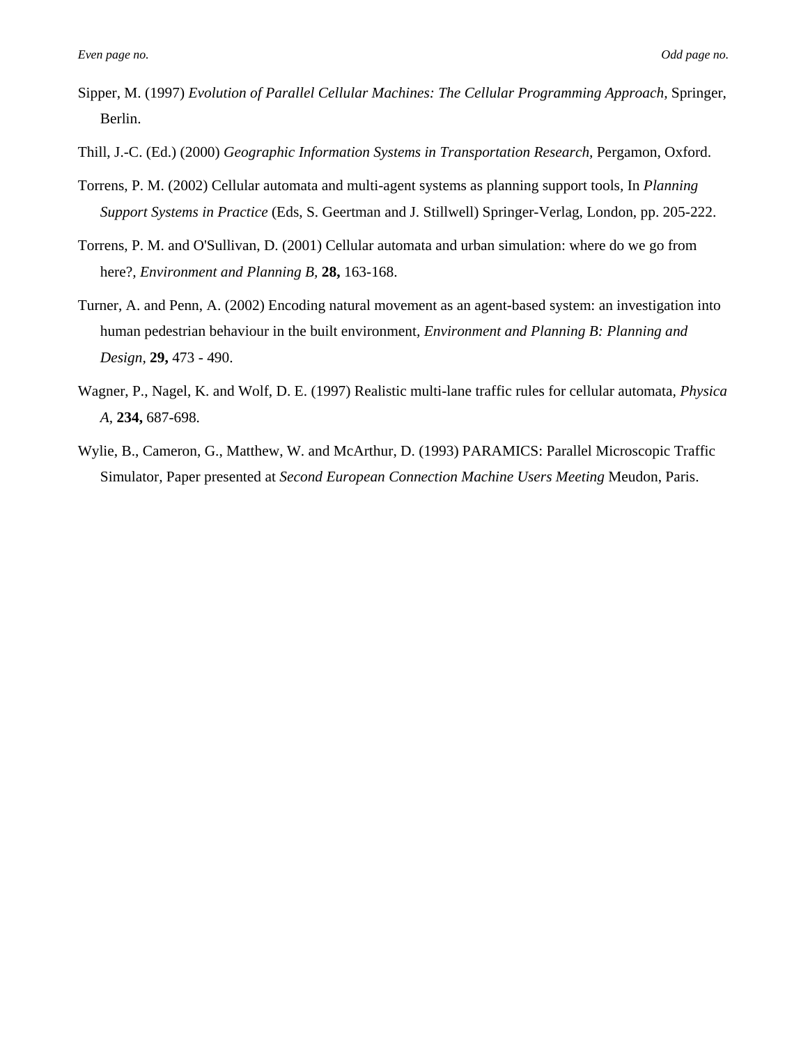Sipper, M. (1997) *Evolution of Parallel Cellular Machines: The Cellular Programming Approach,* Springer, Berlin.

Thill, J.-C. (Ed.) (2000) *Geographic Information Systems in Transportation Research,* Pergamon, Oxford.

Torrens, P. M. (2002) Cellular automata and multi-agent systems as planning support tools, In *Planning Support Systems in Practice* (Eds, S. Geertman and J. Stillwell) Springer-Verlag, London, pp. 205-222.

Torrens, P. M. and O'Sullivan, D. (2001) Cellular automata and urban simulation: where do we go from here?, *Environment and Planning B,* **28,** 163-168.

Turner, A. and Penn, A. (2002) Encoding natural movement as an agent-based system: an investigation into human pedestrian behaviour in the built environment, *Environment and Planning B: Planning and Design*, **29,** 473 - 490.

Wagner, P., Nagel, K. and Wolf, D. E. (1997) Realistic multi-lane traffic rules for cellular automata, *Physica A*, **234,** 687-698.

Wylie, B., Cameron, G., Matthew, W. and McArthur, D. (1993) PARAMICS: Parallel Microscopic Traffic Simulator, Paper presented at *Second European Connection Machine Users Meeting* Meudon, Paris.